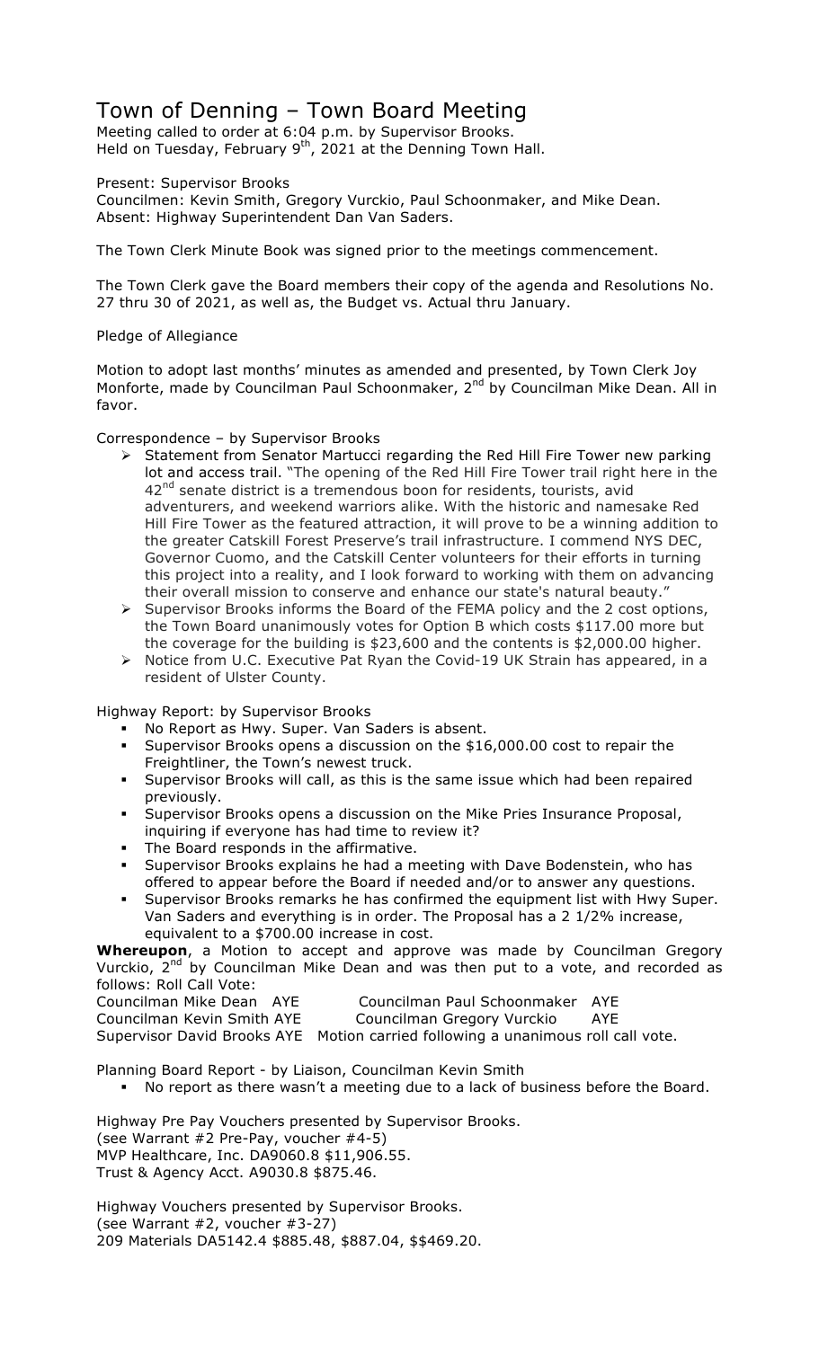# Town of Denning – Town Board Meeting

Meeting called to order at 6:04 p.m. by Supervisor Brooks.
Held on Tuesday, February 9th, 2021 at the Denning Town Hall.

Present: Supervisor Brooks
Councilmen: Kevin Smith, Gregory Vurckio, Paul Schoonmaker, and Mike Dean.
Absent: Highway Superintendent Dan Van Saders.

The Town Clerk Minute Book was signed prior to the meetings commencement.

The Town Clerk gave the Board members their copy of the agenda and Resolutions No. 27 thru 30 of 2021, as well as, the Budget vs. Actual thru January.

Pledge of Allegiance

Motion to adopt last months' minutes as amended and presented, by Town Clerk Joy Monforte, made by Councilman Paul Schoonmaker, 2nd by Councilman Mike Dean. All in favor.

Correspondence – by Supervisor Brooks

- Statement from Senator Martucci regarding the Red Hill Fire Tower new parking lot and access trail. "The opening of the Red Hill Fire Tower trail right here in the 42nd senate district is a tremendous boon for residents, tourists, avid adventurers, and weekend warriors alike. With the historic and namesake Red Hill Fire Tower as the featured attraction, it will prove to be a winning addition to the greater Catskill Forest Preserve's trail infrastructure. I commend NYS DEC, Governor Cuomo, and the Catskill Center volunteers for their efforts in turning this project into a reality, and I look forward to working with them on advancing their overall mission to conserve and enhance our state's natural beauty."
- Supervisor Brooks informs the Board of the FEMA policy and the 2 cost options, the Town Board unanimously votes for Option B which costs $117.00 more but the coverage for the building is $23,600 and the contents is $2,000.00 higher.
- Notice from U.C. Executive Pat Ryan the Covid-19 UK Strain has appeared, in a resident of Ulster County.

Highway Report: by Supervisor Brooks

- No Report as Hwy. Super. Van Saders is absent.
- Supervisor Brooks opens a discussion on the $16,000.00 cost to repair the Freightliner, the Town's newest truck.
- Supervisor Brooks will call, as this is the same issue which had been repaired previously.
- Supervisor Brooks opens a discussion on the Mike Pries Insurance Proposal, inquiring if everyone has had time to review it?
- The Board responds in the affirmative.
- Supervisor Brooks explains he had a meeting with Dave Bodenstein, who has offered to appear before the Board if needed and/or to answer any questions.
- Supervisor Brooks remarks he has confirmed the equipment list with Hwy Super. Van Saders and everything is in order. The Proposal has a 2 1/2% increase, equivalent to a $700.00 increase in cost.

**Whereupon**, a Motion to accept and approve was made by Councilman Gregory Vurckio, 2nd by Councilman Mike Dean and was then put to a vote, and recorded as follows: Roll Call Vote:

Councilman Mike Dean AYE Councilman Paul Schoonmaker AYE
Councilman Kevin Smith AYE Councilman Gregory Vurckio AYE
Supervisor David Brooks AYE Motion carried following a unanimous roll call vote.

Planning Board Report - by Liaison, Councilman Kevin Smith

- No report as there wasn't a meeting due to a lack of business before the Board.

Highway Pre Pay Vouchers presented by Supervisor Brooks.
(see Warrant #2 Pre-Pay, voucher #4-5)
MVP Healthcare, Inc. DA9060.8 $11,906.55.
Trust & Agency Acct. A9030.8 $875.46.

Highway Vouchers presented by Supervisor Brooks.
(see Warrant #2, voucher #3-27)
209 Materials DA5142.4 $885.48, $887.04, $$469.20.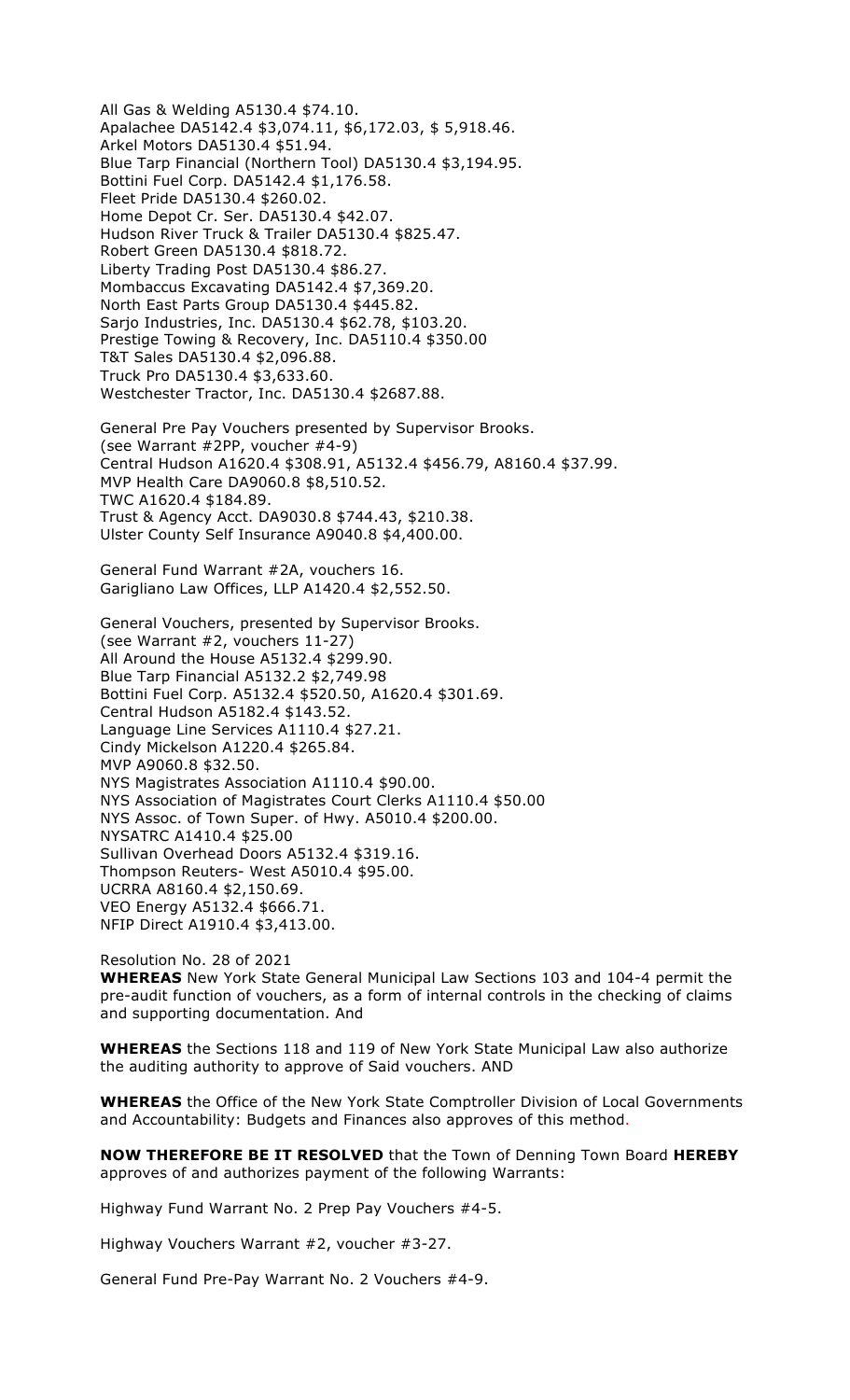All Gas & Welding A5130.4 $74.10.
Apalachee DA5142.4 $3,074.11, $6,172.03, $ 5,918.46.
Arkel Motors DA5130.4 $51.94.
Blue Tarp Financial (Northern Tool) DA5130.4 $3,194.95.
Bottini Fuel Corp. DA5142.4 $1,176.58.
Fleet Pride DA5130.4 $260.02.
Home Depot Cr. Ser. DA5130.4 $42.07.
Hudson River Truck & Trailer DA5130.4 $825.47.
Robert Green DA5130.4 $818.72.
Liberty Trading Post DA5130.4 $86.27.
Mombaccus Excavating DA5142.4 $7,369.20.
North East Parts Group DA5130.4 $445.82.
Sarjo Industries, Inc. DA5130.4 $62.78, $103.20.
Prestige Towing & Recovery, Inc. DA5110.4 $350.00
T&T Sales DA5130.4 $2,096.88.
Truck Pro DA5130.4 $3,633.60.
Westchester Tractor, Inc. DA5130.4 $2687.88.

General Pre Pay Vouchers presented by Supervisor Brooks.
(see Warrant #2PP, voucher #4-9)
Central Hudson A1620.4 $308.91, A5132.4 $456.79, A8160.4 $37.99.
MVP Health Care DA9060.8 $8,510.52.
TWC A1620.4 $184.89.
Trust & Agency Acct. DA9030.8 $744.43, $210.38.
Ulster County Self Insurance A9040.8 $4,400.00.

General Fund Warrant #2A, vouchers 16.
Garigliano Law Offices, LLP A1420.4 $2,552.50.

General Vouchers, presented by Supervisor Brooks.
(see Warrant #2, vouchers 11-27)
All Around the House A5132.4 $299.90.
Blue Tarp Financial A5132.2 $2,749.98
Bottini Fuel Corp. A5132.4 $520.50, A1620.4 $301.69.
Central Hudson A5182.4 $143.52.
Language Line Services A1110.4 $27.21.
Cindy Mickelson A1220.4 $265.84.
MVP A9060.8 $32.50.
NYS Magistrates Association A1110.4 $90.00.
NYS Association of Magistrates Court Clerks A1110.4 $50.00
NYS Assoc. of Town Super. of Hwy. A5010.4 $200.00.
NYSATRC A1410.4 $25.00
Sullivan Overhead Doors A5132.4 $319.16.
Thompson Reuters- West A5010.4 $95.00.
UCRRA A8160.4 $2,150.69.
VEO Energy A5132.4 $666.71.
NFIP Direct A1910.4 $3,413.00.

Resolution No. 28 of 2021

**WHEREAS** New York State General Municipal Law Sections 103 and 104-4 permit the pre-audit function of vouchers, as a form of internal controls in the checking of claims and supporting documentation. And

**WHEREAS** the Sections 118 and 119 of New York State Municipal Law also authorize the auditing authority to approve of Said vouchers. AND

**WHEREAS** the Office of the New York State Comptroller Division of Local Governments and Accountability: Budgets and Finances also approves of this method.

**NOW THEREFORE BE IT RESOLVED** that the Town of Denning Town Board **HEREBY** approves of and authorizes payment of the following Warrants:

Highway Fund Warrant No. 2 Prep Pay Vouchers #4-5.

Highway Vouchers Warrant #2, voucher #3-27.

General Fund Pre-Pay Warrant No. 2 Vouchers #4-9.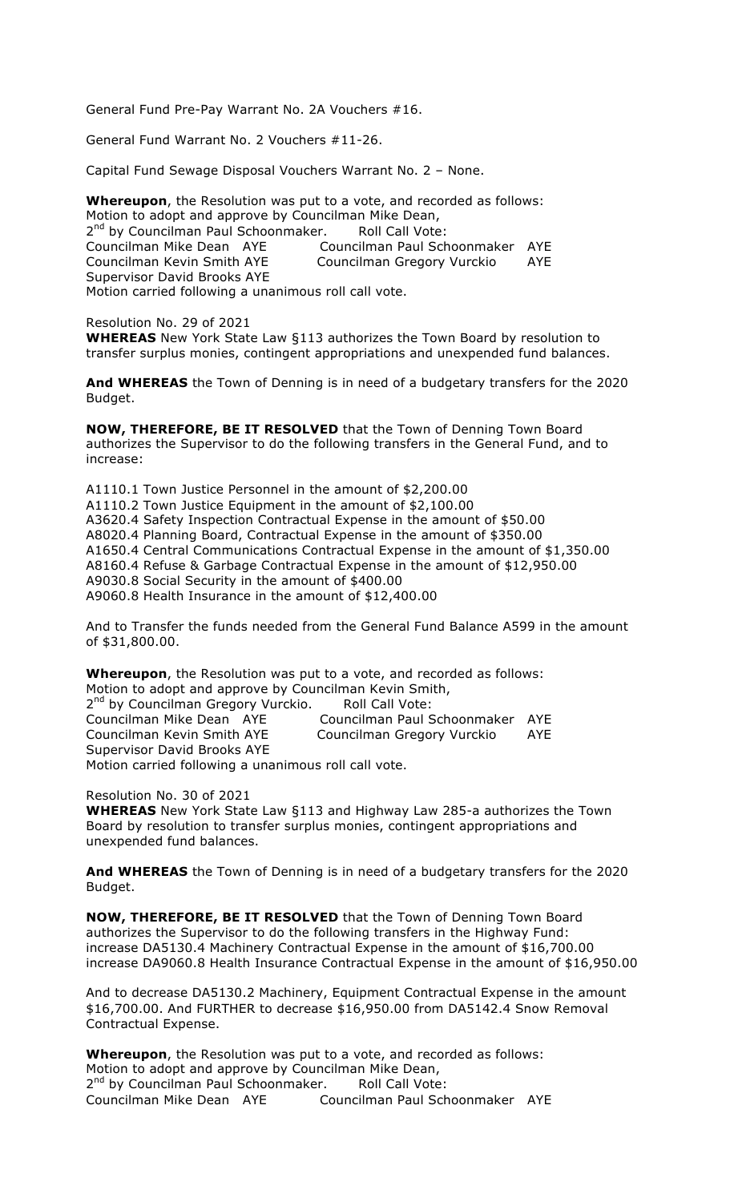General Fund Pre-Pay Warrant No. 2A Vouchers #16.

General Fund Warrant No. 2 Vouchers #11-26.

Capital Fund Sewage Disposal Vouchers Warrant No. 2 – None.

**Whereupon**, the Resolution was put to a vote, and recorded as follows:
Motion to adopt and approve by Councilman Mike Dean,
2nd by Councilman Paul Schoonmaker. Roll Call Vote:
Councilman Mike Dean AYE Councilman Paul Schoonmaker AYE
Councilman Kevin Smith AYE Councilman Gregory Vurckio AYE
Supervisor David Brooks AYE
Motion carried following a unanimous roll call vote.

Resolution No. 29 of 2021
**WHEREAS** New York State Law §113 authorizes the Town Board by resolution to transfer surplus monies, contingent appropriations and unexpended fund balances.

**And WHEREAS** the Town of Denning is in need of a budgetary transfers for the 2020 Budget.

**NOW, THEREFORE, BE IT RESOLVED** that the Town of Denning Town Board authorizes the Supervisor to do the following transfers in the General Fund, and to increase:

A1110.1 Town Justice Personnel in the amount of $2,200.00
A1110.2 Town Justice Equipment in the amount of $2,100.00
A3620.4 Safety Inspection Contractual Expense in the amount of $50.00
A8020.4 Planning Board, Contractual Expense in the amount of $350.00
A1650.4 Central Communications Contractual Expense in the amount of $1,350.00
A8160.4 Refuse & Garbage Contractual Expense in the amount of $12,950.00
A9030.8 Social Security in the amount of $400.00
A9060.8 Health Insurance in the amount of $12,400.00

And to Transfer the funds needed from the General Fund Balance A599 in the amount of $31,800.00.

**Whereupon**, the Resolution was put to a vote, and recorded as follows:
Motion to adopt and approve by Councilman Kevin Smith,
2nd by Councilman Gregory Vurckio. Roll Call Vote:
Councilman Mike Dean AYE Councilman Paul Schoonmaker AYE
Councilman Kevin Smith AYE Councilman Gregory Vurckio AYE
Supervisor David Brooks AYE
Motion carried following a unanimous roll call vote.

Resolution No. 30 of 2021
**WHEREAS** New York State Law §113 and Highway Law 285-a authorizes the Town Board by resolution to transfer surplus monies, contingent appropriations and unexpended fund balances.

**And WHEREAS** the Town of Denning is in need of a budgetary transfers for the 2020 Budget.

**NOW, THEREFORE, BE IT RESOLVED** that the Town of Denning Town Board authorizes the Supervisor to do the following transfers in the Highway Fund:
increase DA5130.4 Machinery Contractual Expense in the amount of $16,700.00
increase DA9060.8 Health Insurance Contractual Expense in the amount of $16,950.00

And to decrease DA5130.2 Machinery, Equipment Contractual Expense in the amount $16,700.00. And FURTHER to decrease $16,950.00 from DA5142.4 Snow Removal Contractual Expense.

**Whereupon**, the Resolution was put to a vote, and recorded as follows:
Motion to adopt and approve by Councilman Mike Dean,
2nd by Councilman Paul Schoonmaker. Roll Call Vote:
Councilman Mike Dean AYE Councilman Paul Schoonmaker AYE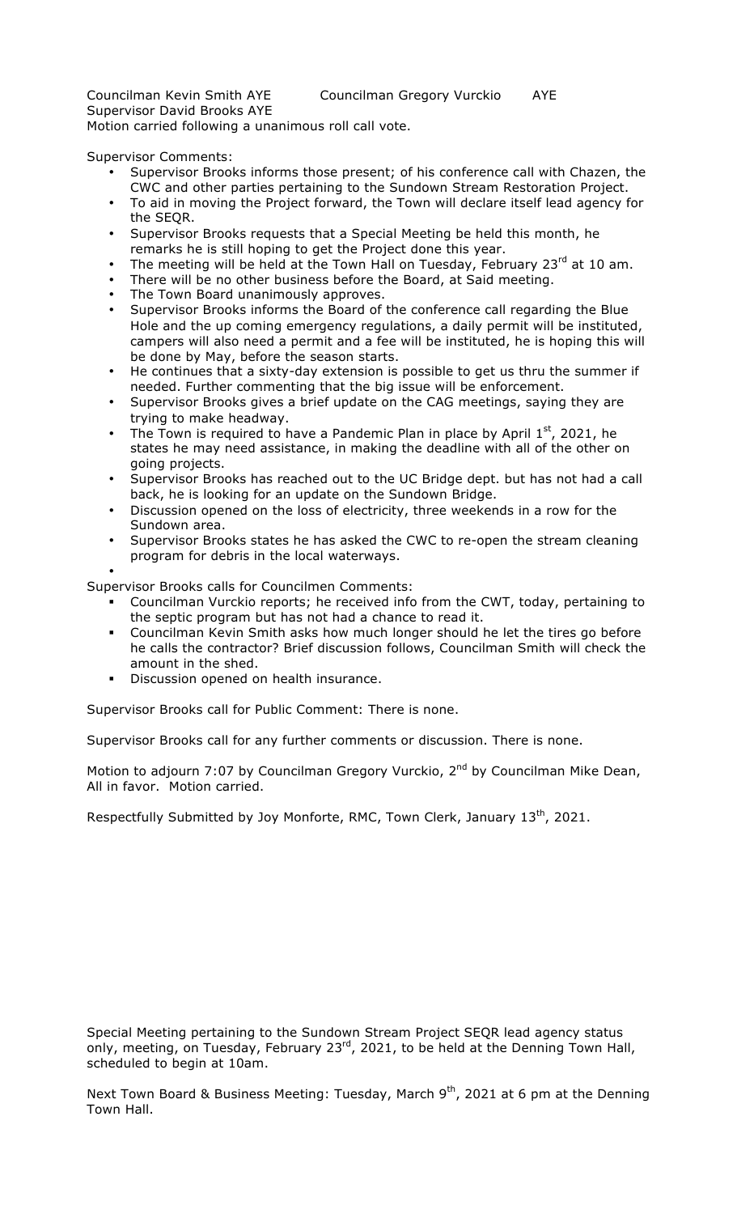Councilman Kevin Smith AYE Councilman Gregory Vurckio AYE
Supervisor David Brooks AYE
Motion carried following a unanimous roll call vote.

Supervisor Comments:

- Supervisor Brooks informs those present; of his conference call with Chazen, the CWC and other parties pertaining to the Sundown Stream Restoration Project.
- To aid in moving the Project forward, the Town will declare itself lead agency for the SEQR.
- Supervisor Brooks requests that a Special Meeting be held this month, he remarks he is still hoping to get the Project done this year.
- The meeting will be held at the Town Hall on Tuesday, February 23rd at 10 am.
- There will be no other business before the Board, at Said meeting.
- The Town Board unanimously approves.
- Supervisor Brooks informs the Board of the conference call regarding the Blue Hole and the up coming emergency regulations, a daily permit will be instituted, campers will also need a permit and a fee will be instituted, he is hoping this will be done by May, before the season starts.
- He continues that a sixty-day extension is possible to get us thru the summer if needed. Further commenting that the big issue will be enforcement.
- Supervisor Brooks gives a brief update on the CAG meetings, saying they are trying to make headway.
- The Town is required to have a Pandemic Plan in place by April 1st, 2021, he states he may need assistance, in making the deadline with all of the other on going projects.
- Supervisor Brooks has reached out to the UC Bridge dept. but has not had a call back, he is looking for an update on the Sundown Bridge.
- Discussion opened on the loss of electricity, three weekends in a row for the Sundown area.
- Supervisor Brooks states he has asked the CWC to re-open the stream cleaning program for debris in the local waterways.
-

Supervisor Brooks calls for Councilmen Comments:

- Councilman Vurckio reports; he received info from the CWT, today, pertaining to the septic program but has not had a chance to read it.
- Councilman Kevin Smith asks how much longer should he let the tires go before he calls the contractor? Brief discussion follows, Councilman Smith will check the amount in the shed.
- Discussion opened on health insurance.

Supervisor Brooks call for Public Comment: There is none.

Supervisor Brooks call for any further comments or discussion. There is none.

Motion to adjourn 7:07 by Councilman Gregory Vurckio, 2nd by Councilman Mike Dean, All in favor. Motion carried.

Respectfully Submitted by Joy Monforte, RMC, Town Clerk, January 13th, 2021.

Special Meeting pertaining to the Sundown Stream Project SEQR lead agency status only, meeting, on Tuesday, February 23rd, 2021, to be held at the Denning Town Hall, scheduled to begin at 10am.

Next Town Board & Business Meeting: Tuesday, March 9th, 2021 at 6 pm at the Denning Town Hall.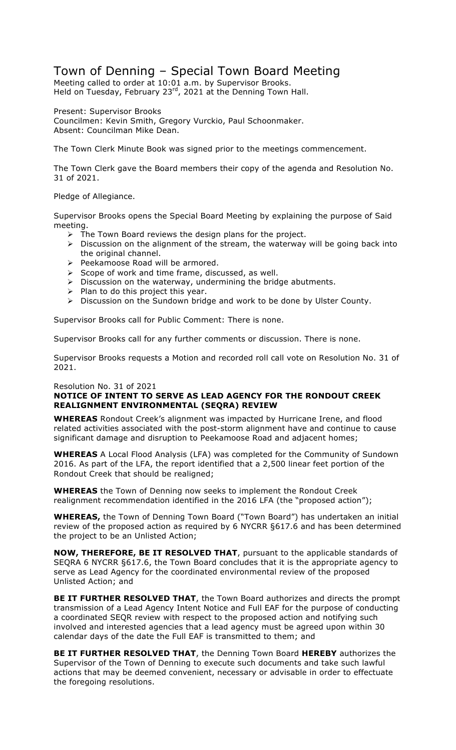# Town of Denning – Special Town Board Meeting

Meeting called to order at 10:01 a.m. by Supervisor Brooks.
Held on Tuesday, February 23rd, 2021 at the Denning Town Hall.

Present: Supervisor Brooks
Councilmen: Kevin Smith, Gregory Vurckio, Paul Schoonmaker.
Absent: Councilman Mike Dean.

The Town Clerk Minute Book was signed prior to the meetings commencement.

The Town Clerk gave the Board members their copy of the agenda and Resolution No. 31 of 2021.

Pledge of Allegiance.

Supervisor Brooks opens the Special Board Meeting by explaining the purpose of Said meeting.

- The Town Board reviews the design plans for the project.
- Discussion on the alignment of the stream, the waterway will be going back into the original channel.
- Peekamoose Road will be armored.
- Scope of work and time frame, discussed, as well.
- Discussion on the waterway, undermining the bridge abutments.
- Plan to do this project this year.
- Discussion on the Sundown bridge and work to be done by Ulster County.

Supervisor Brooks call for Public Comment: There is none.

Supervisor Brooks call for any further comments or discussion. There is none.

Supervisor Brooks requests a Motion and recorded roll call vote on Resolution No. 31 of 2021.

Resolution No. 31 of 2021
**NOTICE OF INTENT TO SERVE AS LEAD AGENCY FOR THE RONDOUT CREEK REALIGNMENT ENVIRONMENTAL (SEQRA) REVIEW**

**WHEREAS** Rondout Creek's alignment was impacted by Hurricane Irene, and flood related activities associated with the post-storm alignment have and continue to cause significant damage and disruption to Peekamoose Road and adjacent homes;

**WHEREAS** A Local Flood Analysis (LFA) was completed for the Community of Sundown 2016. As part of the LFA, the report identified that a 2,500 linear feet portion of the Rondout Creek that should be realigned;

**WHEREAS** the Town of Denning now seeks to implement the Rondout Creek realignment recommendation identified in the 2016 LFA (the "proposed action");

**WHEREAS,** the Town of Denning Town Board ("Town Board") has undertaken an initial review of the proposed action as required by 6 NYCRR §617.6 and has been determined the project to be an Unlisted Action;

**NOW, THEREFORE, BE IT RESOLVED THAT**, pursuant to the applicable standards of SEQRA 6 NYCRR §617.6, the Town Board concludes that it is the appropriate agency to serve as Lead Agency for the coordinated environmental review of the proposed Unlisted Action; and

**BE IT FURTHER RESOLVED THAT**, the Town Board authorizes and directs the prompt transmission of a Lead Agency Intent Notice and Full EAF for the purpose of conducting a coordinated SEQR review with respect to the proposed action and notifying such involved and interested agencies that a lead agency must be agreed upon within 30 calendar days of the date the Full EAF is transmitted to them; and

**BE IT FURTHER RESOLVED THAT**, the Denning Town Board **HEREBY** authorizes the Supervisor of the Town of Denning to execute such documents and take such lawful actions that may be deemed convenient, necessary or advisable in order to effectuate the foregoing resolutions.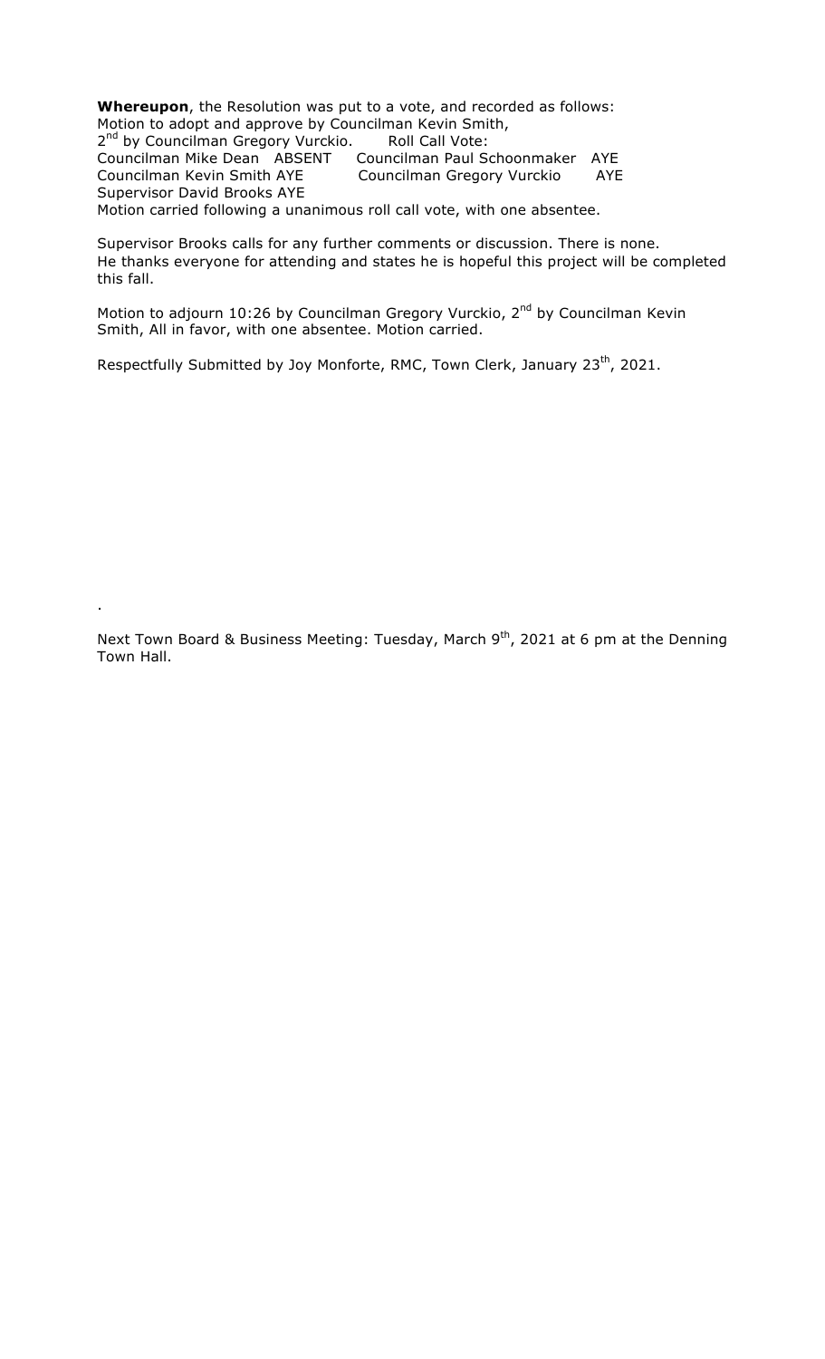**Whereupon**, the Resolution was put to a vote, and recorded as follows:
Motion to adopt and approve by Councilman Kevin Smith,
2nd by Councilman Gregory Vurckio. Roll Call Vote:
Councilman Mike Dean ABSENT Councilman Paul Schoonmaker AYE
Councilman Kevin Smith AYE Councilman Gregory Vurckio AYE
Supervisor David Brooks AYE
Motion carried following a unanimous roll call vote, with one absentee.

Supervisor Brooks calls for any further comments or discussion. There is none.
He thanks everyone for attending and states he is hopeful this project will be completed this fall.

Motion to adjourn 10:26 by Councilman Gregory Vurckio, 2nd by Councilman Kevin Smith, All in favor, with one absentee. Motion carried.

Respectfully Submitted by Joy Monforte, RMC, Town Clerk, January 23th, 2021.

.

Next Town Board & Business Meeting: Tuesday, March 9th, 2021 at 6 pm at the Denning Town Hall.